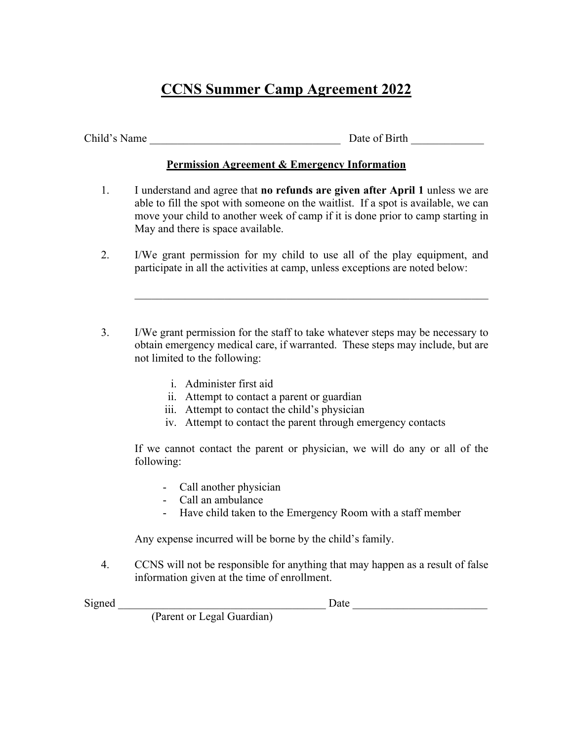# CCNS Summer Camp Agreement 2022

Child's Name __________________________________ Date of Birth _____________

## Permission Agreement & Emergency Information

1. I understand and agree that **no refunds are given after April 1** unless we are able to fill the spot with someone on the waitlist. If a spot is available, we can move your child to another week of camp if it is done prior to camp starting in May and there is space available.

2. I/We grant permission for my child to use all of the play equipment, and participate in all the activities at camp, unless exceptions are noted below:

   _________________________________________________________________

3. I/We grant permission for the staff to take whatever steps may be necessary to obtain emergency medical care, if warranted. These steps may include, but are not limited to the following:

   i. Administer first aid
   ii. Attempt to contact a parent or guardian
   iii. Attempt to contact the child's physician
   iv. Attempt to contact the parent through emergency contacts

   If we cannot contact the parent or physician, we will do any or all of the following:

   - Call another physician
   - Call an ambulance
   - Have child taken to the Emergency Room with a staff member

   Any expense incurred will be borne by the child's family.

4. CCNS will not be responsible for anything that may happen as a result of false information given at the time of enrollment.

Signed _____________________________________ Date ________________________
(Parent or Legal Guardian)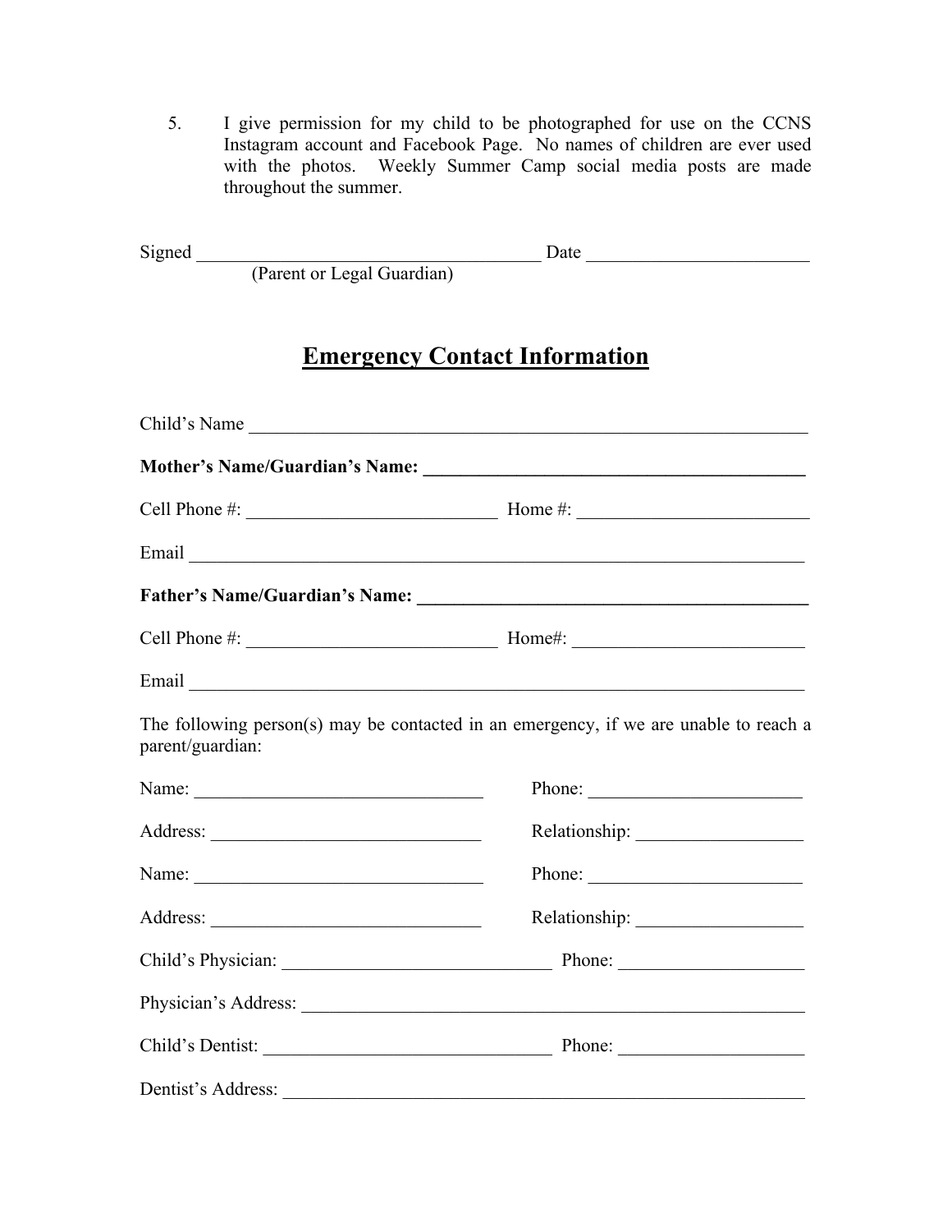5. I give permission for my child to be photographed for use on the CCNS Instagram account and Facebook Page. No names of children are ever used with the photos. Weekly Summer Camp social media posts are made throughout the summer.

Signed ____________________________________ Date ________________________
(Parent or Legal Guardian)

## Emergency Contact Information

Child's Name ______________________________________________________________

**Mother's Name/Guardian's Name: ___________________________________________**

Cell Phone #: ___________________________ Home #: _________________________

Email _____________________________________________________________________

**Father's Name/Guardian's Name: ___________________________________________**

Cell Phone #: ___________________________ Home#: _________________________

Email _____________________________________________________________________

The following person(s) may be contacted in an emergency, if we are unable to reach a parent/guardian:

Name: _______________________________ Phone: _______________________

Address: _____________________________ Relationship: __________________

Name: _______________________________ Phone: _______________________

Address: _____________________________ Relationship: __________________

Child's Physician: _____________________________ Phone: ____________________

Physician's Address: _________________________________________________________

Child's Dentist: _______________________________ Phone: ____________________

Dentist's Address: ___________________________________________________________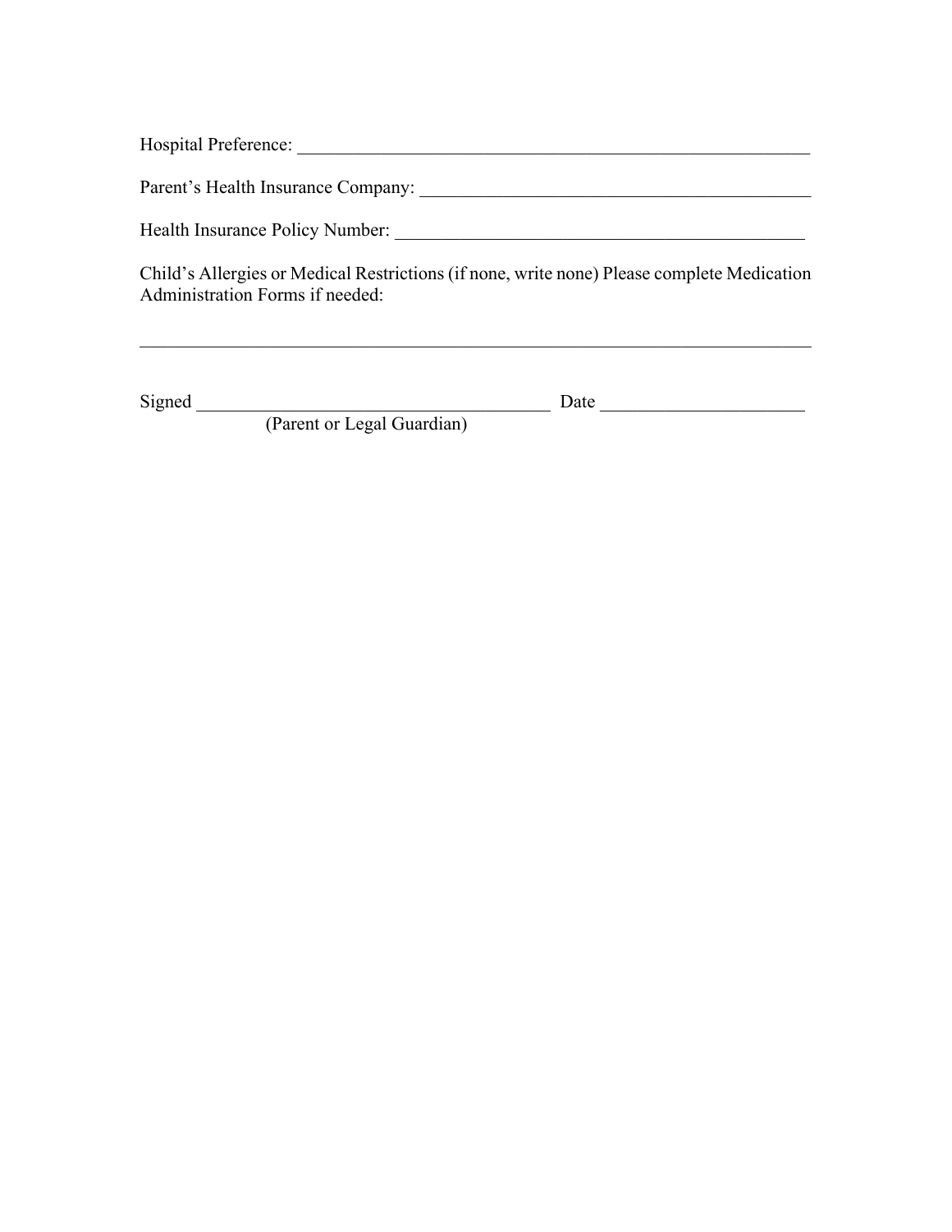Hospital Preference: ___________________________________________________________

Parent's Health Insurance Company: ____________________________________________

Health Insurance Policy Number: ______________________________________________

Child's Allergies or Medical Restrictions (if none, write none) Please complete Medication Administration Forms if needed:

_____________________________________________________________________________

Signed _______________________________________ Date _____________________
(Parent or Legal Guardian)